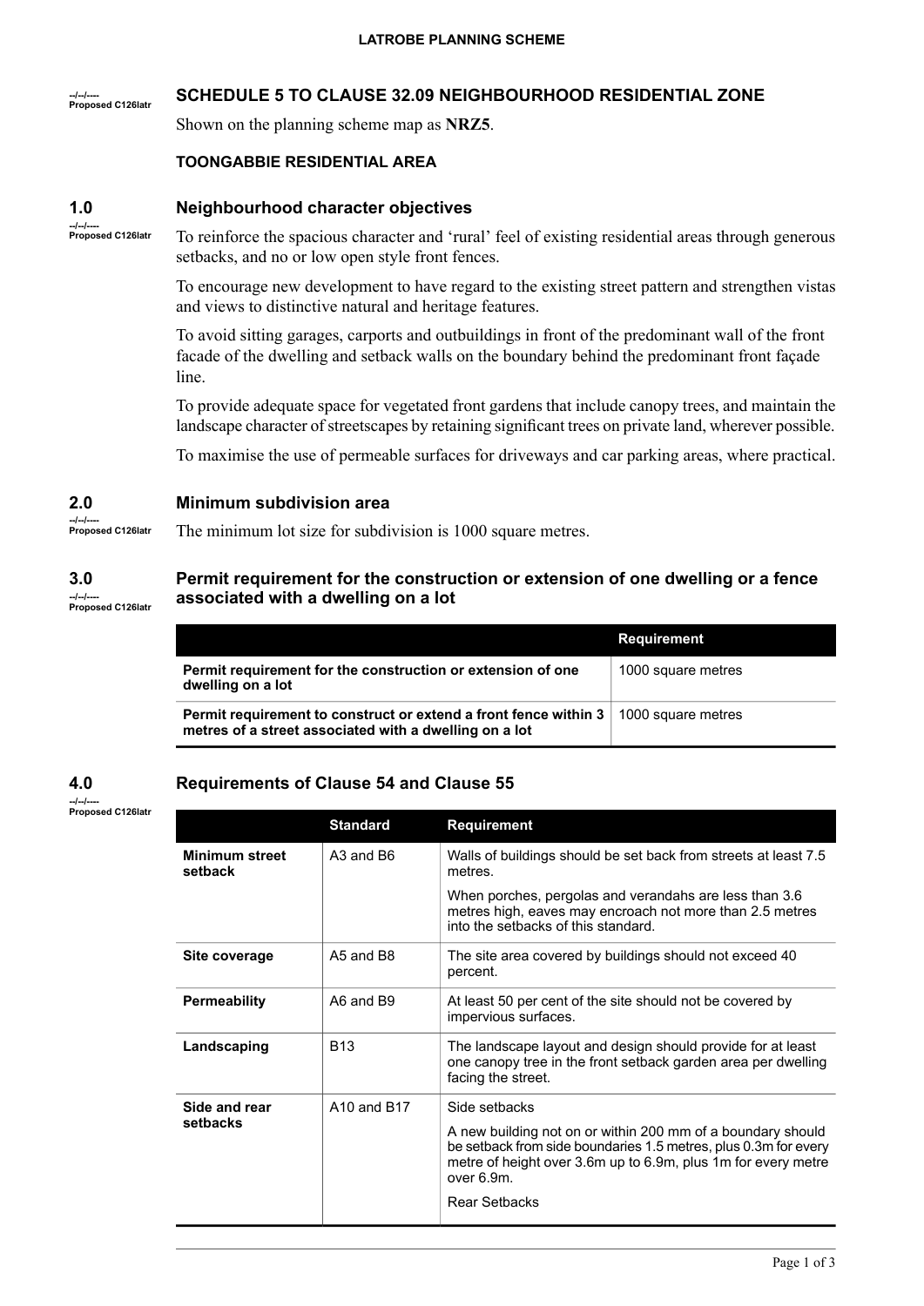--/--/----
Proposed C126latr

## SCHEDULE 5 TO CLAUSE 32.09 NEIGHBOURHOOD RESIDENTIAL ZONE

Shown on the planning scheme map as **NRZ5**.

**TOONGABBIE RESIDENTIAL AREA**

### 1.0 Neighbourhood character objectives

--/--/----
Proposed C126latr

To reinforce the spacious character and 'rural' feel of existing residential areas through generous setbacks, and no or low open style front fences.

To encourage new development to have regard to the existing street pattern and strengthen vistas and views to distinctive natural and heritage features.

To avoid sitting garages, carports and outbuildings in front of the predominant wall of the front facade of the dwelling and setback walls on the boundary behind the predominant front façade line.

To provide adequate space for vegetated front gardens that include canopy trees, and maintain the landscape character of streetscapes by retaining significant trees on private land, wherever possible.

To maximise the use of permeable surfaces for driveways and car parking areas, where practical.

### 2.0 Minimum subdivision area

--/--/----
Proposed C126latr

The minimum lot size for subdivision is 1000 square metres.

### 3.0 Permit requirement for the construction or extension of one dwelling or a fence associated with a dwelling on a lot

--/--/----
Proposed C126latr

| | Requirement |
|---|---|
| **Permit requirement for the construction or extension of one dwelling on a lot** | 1000 square metres |
| **Permit requirement to construct or extend a front fence within 3 metres of a street associated with a dwelling on a lot** | 1000 square metres |

### 4.0 Requirements of Clause 54 and Clause 55

--/--/----
Proposed C126latr

| | Standard | Requirement |
|---|---|---|
| **Minimum street setback** | A3 and B6 | Walls of buildings should be set back from streets at least 7.5 metres.<br>When porches, pergolas and verandahs are less than 3.6 metres high, eaves may encroach not more than 2.5 metres into the setbacks of this standard. |
| **Site coverage** | A5 and B8 | The site area covered by buildings should not exceed 40 percent. |
| **Permeability** | A6 and B9 | At least 50 per cent of the site should not be covered by impervious surfaces. |
| **Landscaping** | B13 | The landscape layout and design should provide for at least one canopy tree in the front setback garden area per dwelling facing the street. |
| **Side and rear setbacks** | A10 and B17 | Side setbacks<br>A new building not on or within 200 mm of a boundary should be setback from side boundaries 1.5 metres, plus 0.3m for every metre of height over 3.6m up to 6.9m, plus 1m for every metre over 6.9m.<br>Rear Setbacks |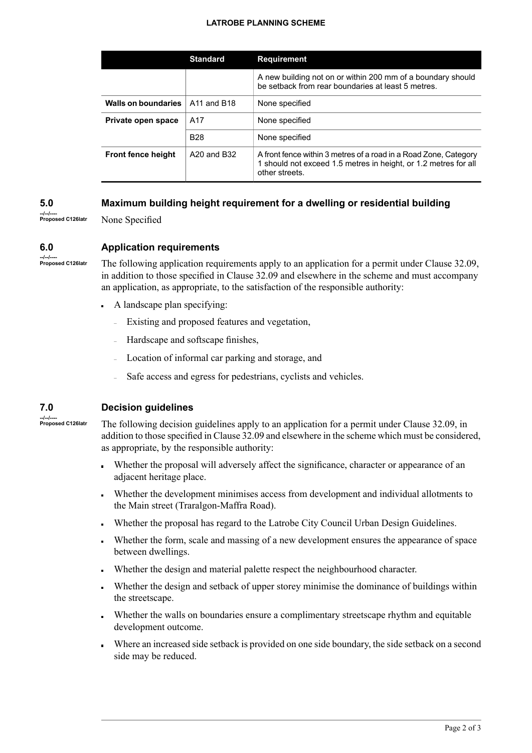| | Standard | Requirement |
|---|---|---|
| | | A new building not on or within 200 mm of a boundary should be setback from rear boundaries at least 5 metres. |
| **Walls on boundaries** | A11 and B18 | None specified |
| **Private open space** | A17 | None specified |
| | B28 | None specified |
| **Front fence height** | A20 and B32 | A front fence within 3 metres of a road in a Road Zone, Category 1 should not exceed 1.5 metres in height, or 1.2 metres for all other streets. |

## 5.0 Maximum building height requirement for a dwelling or residential building

--/--/----
Proposed C126latr

None Specified

## 6.0 Application requirements

--/--/----
Proposed C126latr

The following application requirements apply to an application for a permit under Clause 32.09, in addition to those specified in Clause 32.09 and elsewhere in the scheme and must accompany an application, as appropriate, to the satisfaction of the responsible authority:

- A landscape plan specifying:
  - Existing and proposed features and vegetation,
  - Hardscape and softscape finishes,
  - Location of informal car parking and storage, and
  - Safe access and egress for pedestrians, cyclists and vehicles.

## 7.0 Decision guidelines

--/--/----
Proposed C126latr

The following decision guidelines apply to an application for a permit under Clause 32.09, in addition to those specified in Clause 32.09 and elsewhere in the scheme which must be considered, as appropriate, by the responsible authority:

- Whether the proposal will adversely affect the significance, character or appearance of an adjacent heritage place.
- Whether the development minimises access from development and individual allotments to the Main street (Traralgon-Maffra Road).
- Whether the proposal has regard to the Latrobe City Council Urban Design Guidelines.
- Whether the form, scale and massing of a new development ensures the appearance of space between dwellings.
- Whether the design and material palette respect the neighbourhood character.
- Whether the design and setback of upper storey minimise the dominance of buildings within the streetscape.
- Whether the walls on boundaries ensure a complimentary streetscape rhythm and equitable development outcome.
- Where an increased side setback is provided on one side boundary, the side setback on a second side may be reduced.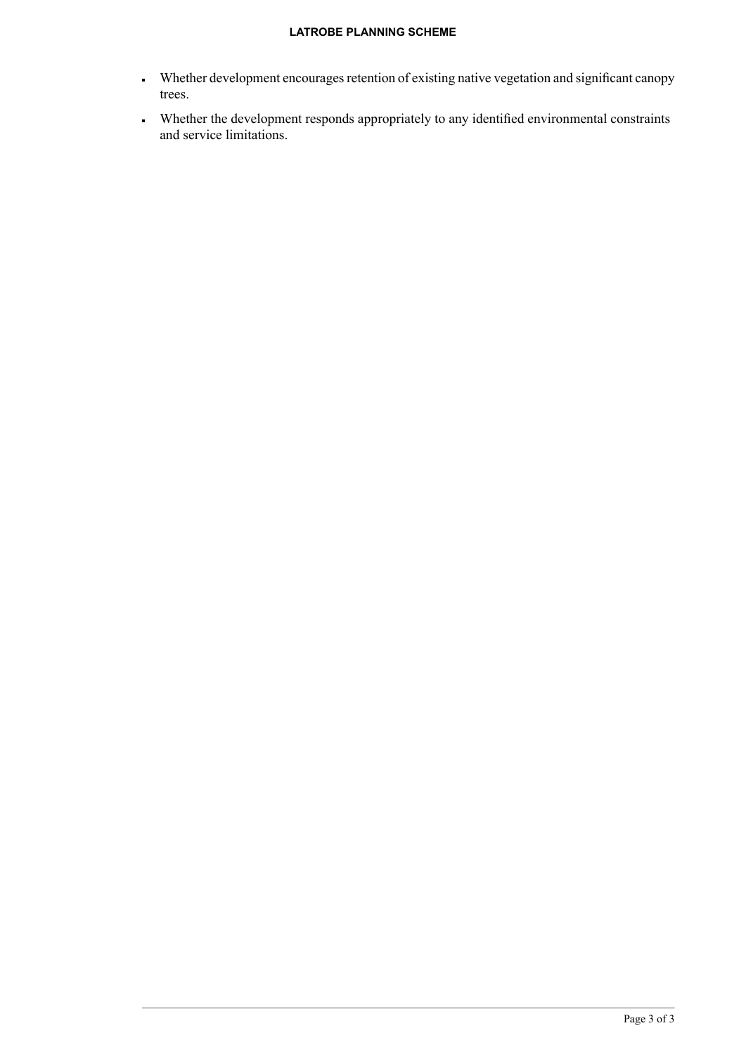- Whether development encourages retention of existing native vegetation and significant canopy trees.
- Whether the development responds appropriately to any identified environmental constraints and service limitations.